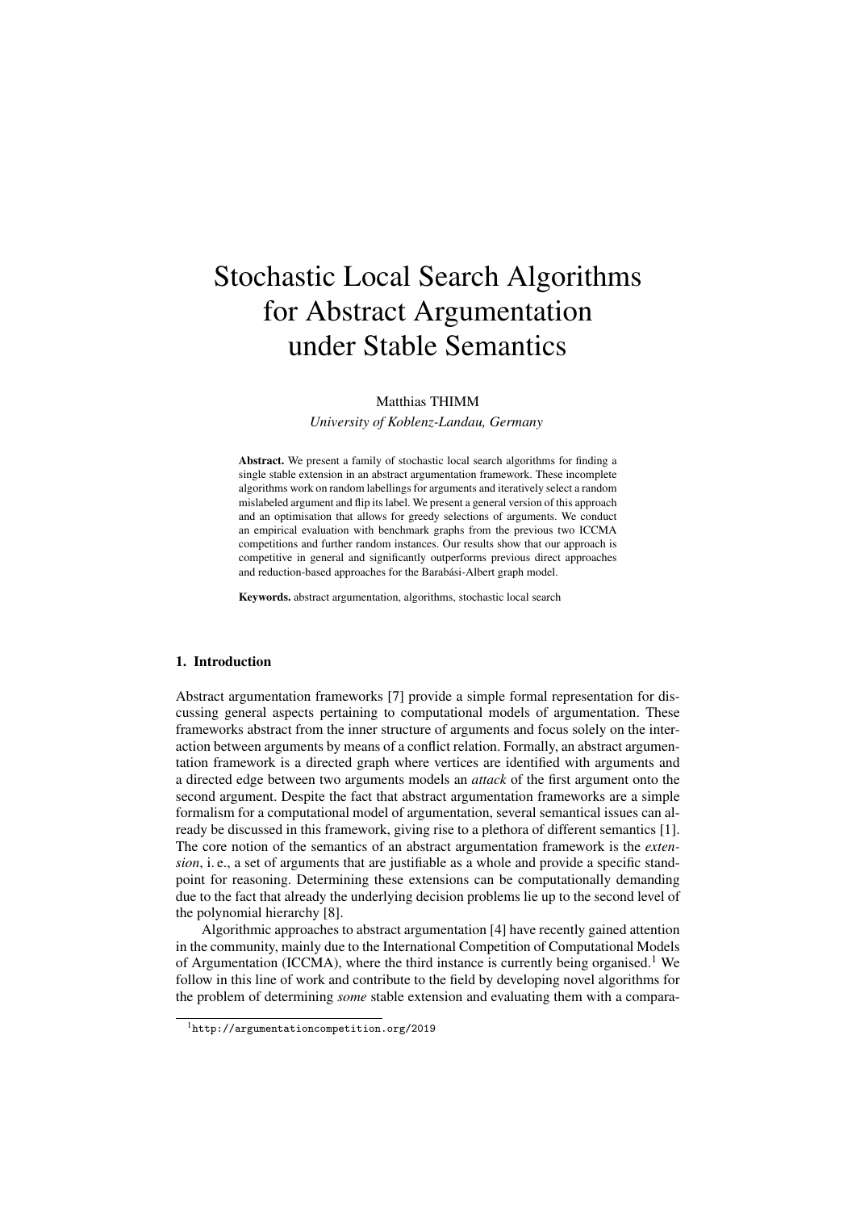# Stochastic Local Search Algorithms for Abstract Argumentation under Stable Semantics

Matthias THIMM

*University of Koblenz-Landau, Germany*

**Abstract.** We present a family of stochastic local search algorithms for finding a single stable extension in an abstract argumentation framework. These incomplete algorithms work on random labellings for arguments and iteratively select a random mislabeled argument and flip its label. We present a general version of this approach and an optimisation that allows for greedy selections of arguments. We conduct an empirical evaluation with benchmark graphs from the previous two ICCMA competitions and further random instances. Our results show that our approach is competitive in general and significantly outperforms previous direct approaches and reduction-based approaches for the Barabási-Albert graph model.

**Keywords.** abstract argumentation, algorithms, stochastic local search

## 1. Introduction

Abstract argumentation frameworks [7] provide a simple formal representation for discussing general aspects pertaining to computational models of argumentation. These frameworks abstract from the inner structure of arguments and focus solely on the interaction between arguments by means of a conflict relation. Formally, an abstract argumentation framework is a directed graph where vertices are identified with arguments and a directed edge between two arguments models an *attack* of the first argument onto the second argument. Despite the fact that abstract argumentation frameworks are a simple formalism for a computational model of argumentation, several semantical issues can already be discussed in this framework, giving rise to a plethora of different semantics [1]. The core notion of the semantics of an abstract argumentation framework is the *extension*, i. e., a set of arguments that are justifiable as a whole and provide a specific standpoint for reasoning. Determining these extensions can be computationally demanding due to the fact that already the underlying decision problems lie up to the second level of the polynomial hierarchy [8].

Algorithmic approaches to abstract argumentation [4] have recently gained attention in the community, mainly due to the International Competition of Computational Models of Argumentation (ICCMA), where the third instance is currently being organised.[1] We follow in this line of work and contribute to the field by developing novel algorithms for the problem of determining *some* stable extension and evaluating them with a compara-

[1] http://argumentationcompetition.org/2019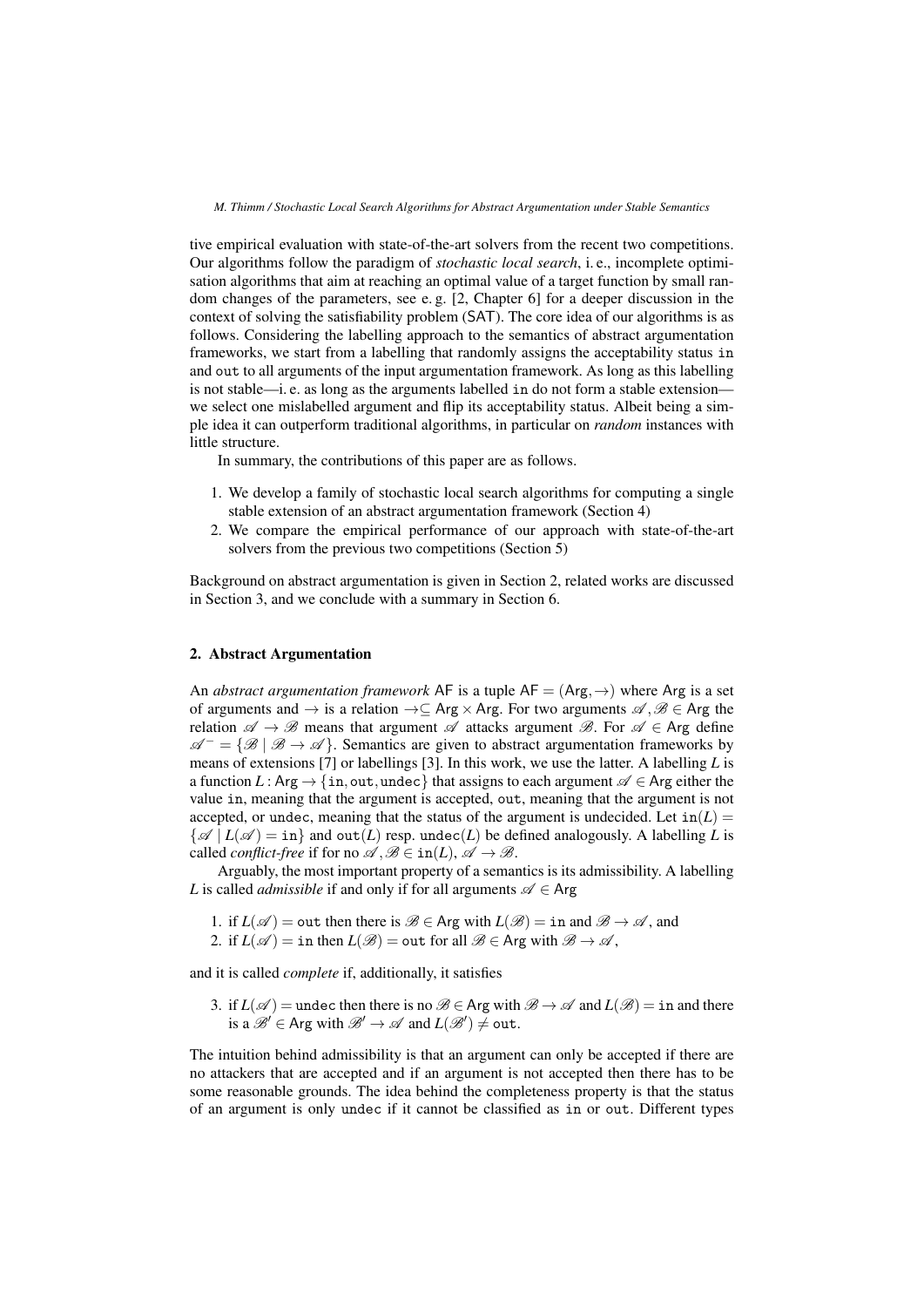tive empirical evaluation with state-of-the-art solvers from the recent two competitions. Our algorithms follow the paradigm of *stochastic local search*, i. e., incomplete optimisation algorithms that aim at reaching an optimal value of a target function by small random changes of the parameters, see e. g. [2, Chapter 6] for a deeper discussion in the context of solving the satisfiability problem (SAT). The core idea of our algorithms is as follows. Considering the labelling approach to the semantics of abstract argumentation frameworks, we start from a labelling that randomly assigns the acceptability status `in` and `out` to all arguments of the input argumentation framework. As long as this labelling is not stable—i. e. as long as the arguments labelled `in` do not form a stable extension—we select one mislabelled argument and flip its acceptability status. Albeit being a simple idea it can outperform traditional algorithms, in particular on *random* instances with little structure.

In summary, the contributions of this paper are as follows.

1. We develop a family of stochastic local search algorithms for computing a single stable extension of an abstract argumentation framework (Section 4)
2. We compare the empirical performance of our approach with state-of-the-art solvers from the previous two competitions (Section 5)

Background on abstract argumentation is given in Section 2, related works are discussed in Section 3, and we conclude with a summary in Section 6.

## 2. Abstract Argumentation

An *abstract argumentation framework* $\mathsf{AF}$ is a tuple $\mathsf{AF} = (\mathsf{Arg}, \rightarrow)$ where $\mathsf{Arg}$ is a set of arguments and $\rightarrow$ is a relation $\rightarrow \subseteq \mathsf{Arg} \times \mathsf{Arg}$. For two arguments $\mathscr{A}, \mathscr{B} \in \mathsf{Arg}$ the relation $\mathscr{A} \rightarrow \mathscr{B}$ means that argument $\mathscr{A}$ attacks argument $\mathscr{B}$. For $\mathscr{A} \in \mathsf{Arg}$ define $\mathscr{A}^- = \{\mathscr{B} \mid \mathscr{B} \rightarrow \mathscr{A}\}$. Semantics are given to abstract argumentation frameworks by means of extensions [7] or labellings [3]. In this work, we use the latter. A labelling $L$ is a function $L : \mathsf{Arg} \rightarrow \{\mathtt{in}, \mathtt{out}, \mathtt{undec}\}$ that assigns to each argument $\mathscr{A} \in \mathsf{Arg}$ either the value `in`, meaning that the argument is accepted, `out`, meaning that the argument is not accepted, or `undec`, meaning that the status of the argument is undecided. Let $\mathtt{in}(L) = \{\mathscr{A} \mid L(\mathscr{A}) = \mathtt{in}\}$ and $\mathtt{out}(L)$ resp. $\mathtt{undec}(L)$ be defined analogously. A labelling $L$ is called *conflict-free* if for no $\mathscr{A}, \mathscr{B} \in \mathtt{in}(L)$, $\mathscr{A} \rightarrow \mathscr{B}$.

Arguably, the most important property of a semantics is its admissibility. A labelling $L$ is called *admissible* if and only if for all arguments $\mathscr{A} \in \mathsf{Arg}$

1. if $L(\mathscr{A}) = \mathtt{out}$ then there is $\mathscr{B} \in \mathsf{Arg}$ with $L(\mathscr{B}) = \mathtt{in}$ and $\mathscr{B} \rightarrow \mathscr{A}$, and
2. if $L(\mathscr{A}) = \mathtt{in}$ then $L(\mathscr{B}) = \mathtt{out}$ for all $\mathscr{B} \in \mathsf{Arg}$ with $\mathscr{B} \rightarrow \mathscr{A}$,

and it is called *complete* if, additionally, it satisfies

3. if $L(\mathscr{A}) = \mathtt{undec}$ then there is no $\mathscr{B} \in \mathsf{Arg}$ with $\mathscr{B} \rightarrow \mathscr{A}$ and $L(\mathscr{B}) = \mathtt{in}$ and there is a $\mathscr{B}' \in \mathsf{Arg}$ with $\mathscr{B}' \rightarrow \mathscr{A}$ and $L(\mathscr{B}') \neq \mathtt{out}$.

The intuition behind admissibility is that an argument can only be accepted if there are no attackers that are accepted and if an argument is not accepted then there has to be some reasonable grounds. The idea behind the completeness property is that the status of an argument is only `undec` if it cannot be classified as `in` or `out`. Different types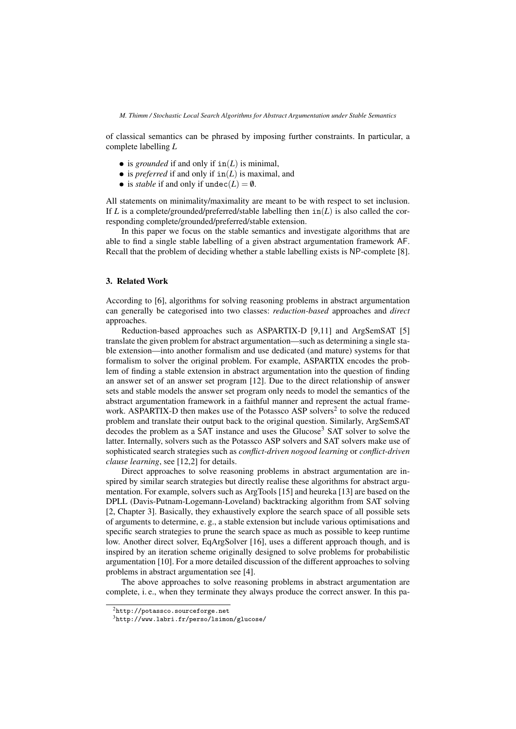of classical semantics can be phrased by imposing further constraints. In particular, a complete labelling $L$

- is *grounded* if and only if $\texttt{in}(L)$ is minimal,
- is *preferred* if and only if $\texttt{in}(L)$ is maximal, and
- is *stable* if and only if $\texttt{undec}(L) = \emptyset$.

All statements on minimality/maximality are meant to be with respect to set inclusion. If $L$ is a complete/grounded/preferred/stable labelling then $\texttt{in}(L)$ is also called the corresponding complete/grounded/preferred/stable extension.

In this paper we focus on the stable semantics and investigate algorithms that are able to find a single stable labelling of a given abstract argumentation framework $\mathsf{AF}$. Recall that the problem of deciding whether a stable labelling exists is NP-complete [8].

## 3. Related Work

According to [6], algorithms for solving reasoning problems in abstract argumentation can generally be categorised into two classes: *reduction-based* approaches and *direct* approaches.

Reduction-based approaches such as ASPARTIX-D [9,11] and ArgSemSAT [5] translate the given problem for abstract argumentation—such as determining a single stable extension—into another formalism and use dedicated (and mature) systems for that formalism to solver the original problem. For example, ASPARTIX encodes the problem of finding a stable extension in abstract argumentation into the question of finding an answer set of an answer set program [12]. Due to the direct relationship of answer sets and stable models the answer set program only needs to model the semantics of the abstract argumentation framework in a faithful manner and represent the actual framework. ASPARTIX-D then makes use of the Potassco ASP solvers[2] to solve the reduced problem and translate their output back to the original question. Similarly, ArgSemSAT decodes the problem as a SAT instance and uses the Glucose[3] SAT solver to solve the latter. Internally, solvers such as the Potassco ASP solvers and SAT solvers make use of sophisticated search strategies such as *conflict-driven nogood learning* or *conflict-driven clause learning*, see [12,2] for details.

Direct approaches to solve reasoning problems in abstract argumentation are inspired by similar search strategies but directly realise these algorithms for abstract argumentation. For example, solvers such as ArgTools [15] and heureka [13] are based on the DPLL (Davis-Putnam-Logemann-Loveland) backtracking algorithm from SAT solving [2, Chapter 3]. Basically, they exhaustively explore the search space of all possible sets of arguments to determine, e. g., a stable extension but include various optimisations and specific search strategies to prune the search space as much as possible to keep runtime low. Another direct solver, EqArgSolver [16], uses a different approach though, and is inspired by an iteration scheme originally designed to solve problems for probabilistic argumentation [10]. For a more detailed discussion of the different approaches to solving problems in abstract argumentation see [4].

The above approaches to solve reasoning problems in abstract argumentation are complete, i. e., when they terminate they always produce the correct answer. In this pa-

[2] http://potassco.sourceforge.net

[3] http://www.labri.fr/perso/lsimon/glucose/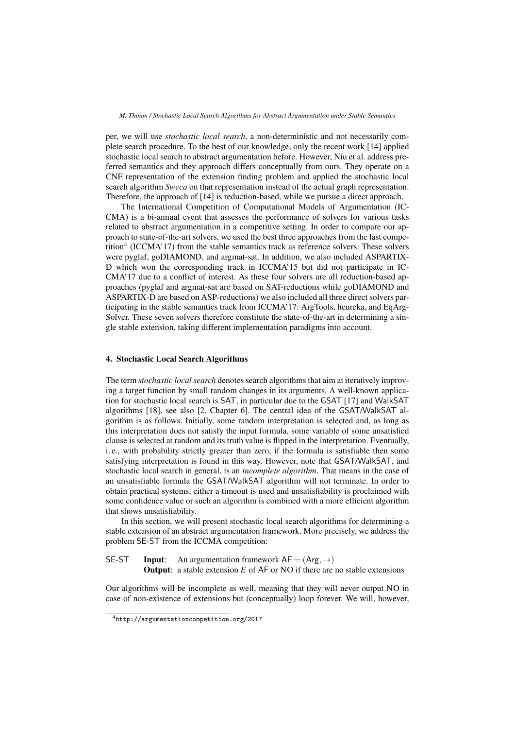per, we will use *stochastic local search*, a non-deterministic and not necessarily complete search procedure. To the best of our knowledge, only the recent work [14] applied stochastic local search to abstract argumentation before. However, Niu et al. address preferred semantics and they approach differs conceptually from ours. They operate on a CNF representation of the extension finding problem and applied the stochastic local search algorithm *Swcca* on that representation instead of the actual graph representation. Therefore, the approach of [14] is reduction-based, while we pursue a direct approach.

The International Competition of Computational Models of Argumentation (ICCMA) is a bi-annual event that assesses the performance of solvers for various tasks related to abstract argumentation in a competitive setting. In order to compare our approach to state-of-the-art solvers, we used the best three approaches from the last competition[4] (ICCMA'17) from the stable semantics track as reference solvers. These solvers were pyglaf, goDIAMOND, and argmat-sat. In addition, we also included ASPARTIX-D which won the corresponding track in ICCMA'15 but did not participate in ICCMA'17 due to a conflict of interest. As these four solvers are all reduction-based approaches (pyglaf and argmat-sat are based on SAT-reductions while goDIAMOND and ASPARTIX-D are based on ASP-reductions) we also included all three direct solvers participating in the stable semantics track from ICCMA'17: ArgTools, heureka, and EqArgSolver. These seven solvers therefore constitute the state-of-the-art in determining a single stable extension, taking different implementation paradigms into account.

## 4. Stochastic Local Search Algorithms

The term *stochastic local search* denotes search algorithms that aim at iteratively improving a target function by small random changes in its arguments. A well-known application for stochastic local search is SAT, in particular due to the GSAT [17] and WalkSAT algorithms [18], see also [2, Chapter 6]. The central idea of the GSAT/WalkSAT algorithm is as follows. Initially, some random interpretation is selected and, as long as this interpretation does not satisfy the input formula, some variable of some unsatisfied clause is selected at random and its truth value is flipped in the interpretation. Eventually, i. e., with probability strictly greater than zero, if the formula is satisfiable then some satisfying interpretation is found in this way. However, note that GSAT/WalkSAT, and stochastic local search in general, is an *incomplete algorithm*. That means in the case of an unsatisfiable formula the GSAT/WalkSAT algorithm will not terminate. In order to obtain practical systems, either a timeout is used and unsatisfiability is proclaimed with some confidence value or such an algorithm is combined with a more efficient algorithm that shows unsatisfiability.

In this section, we will present stochastic local search algorithms for determining a stable extension of an abstract argumentation framework. More precisely, we address the problem SE-ST from the ICCMA competition:

SE-ST **Input**: An argumentation framework $\mathsf{AF} = (\mathsf{Arg}, \rightarrow)$
**Output**: a stable extension $E$ of AF or NO if there are no stable extensions

Our algorithms will be incomplete as well, meaning that they will never output NO in case of non-existence of extensions but (conceptually) loop forever. We will, however,

[4] http://argumentationcompetition.org/2017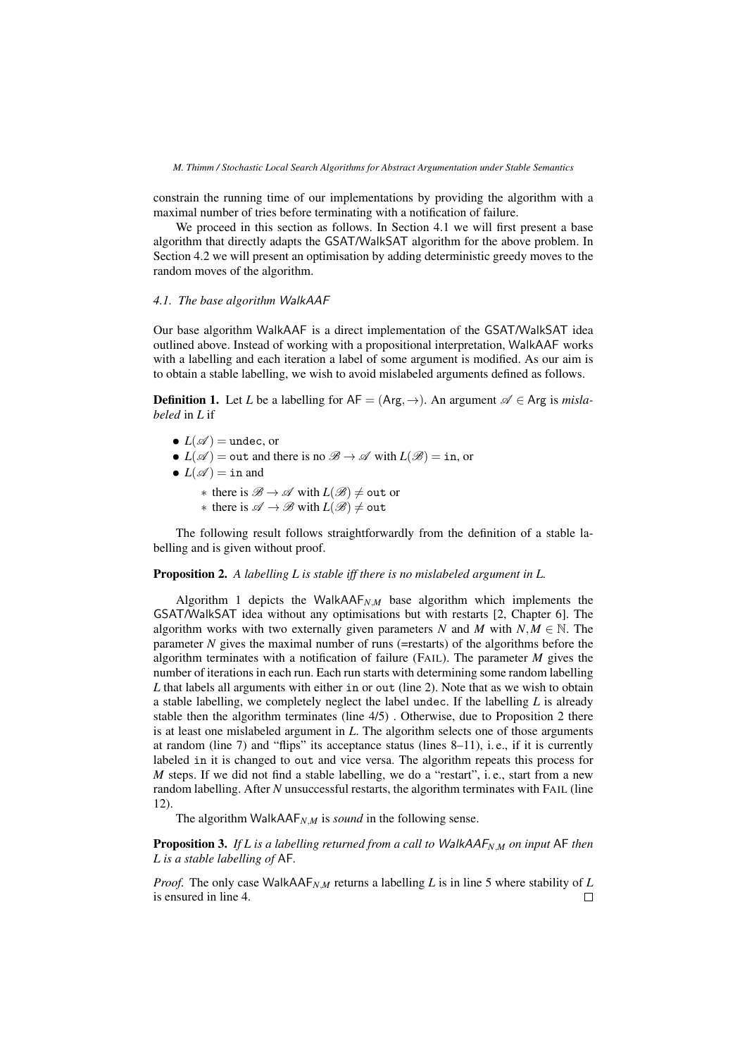constrain the running time of our implementations by providing the algorithm with a maximal number of tries before terminating with a notification of failure.

We proceed in this section as follows. In Section 4.1 we will first present a base algorithm that directly adapts the GSAT/WalkSAT algorithm for the above problem. In Section 4.2 we will present an optimisation by adding deterministic greedy moves to the random moves of the algorithm.

### 4.1. The base algorithm WalkAAF

Our base algorithm WalkAAF is a direct implementation of the GSAT/WalkSAT idea outlined above. Instead of working with a propositional interpretation, WalkAAF works with a labelling and each iteration a label of some argument is modified. As our aim is to obtain a stable labelling, we wish to avoid mislabeled arguments defined as follows.

**Definition 1.** Let $L$ be a labelling for $\mathsf{AF} = (\mathsf{Arg}, \rightarrow)$. An argument $\mathscr{A} \in \mathsf{Arg}$ is *mislabeled* in $L$ if

- $L(\mathscr{A}) = \texttt{undec}$, or
- $L(\mathscr{A}) = \texttt{out}$ and there is no $\mathscr{B} \rightarrow \mathscr{A}$ with $L(\mathscr{B}) = \texttt{in}$, or
- $L(\mathscr{A}) = \texttt{in}$ and
  - there is $\mathscr{B} \rightarrow \mathscr{A}$ with $L(\mathscr{B}) \neq \texttt{out}$ or
  - there is $\mathscr{A} \rightarrow \mathscr{B}$ with $L(\mathscr{B}) \neq \texttt{out}$

The following result follows straightforwardly from the definition of a stable labelling and is given without proof.

**Proposition 2.** *A labelling $L$ is stable iff there is no mislabeled argument in $L$.*

Algorithm 1 depicts the $\mathsf{WalkAAF}_{N,M}$ base algorithm which implements the GSAT/WalkSAT idea without any optimisations but with restarts [2, Chapter 6]. The algorithm works with two externally given parameters $N$ and $M$ with $N, M \in \mathbb{N}$. The parameter $N$ gives the maximal number of runs (=restarts) of the algorithms before the algorithm terminates with a notification of failure (FAIL). The parameter $M$ gives the number of iterations in each run. Each run starts with determining some random labelling $L$ that labels all arguments with either in or out (line 2). Note that as we wish to obtain a stable labelling, we completely neglect the label undec. If the labelling $L$ is already stable then the algorithm terminates (line 4/5) . Otherwise, due to Proposition 2 there is at least one mislabeled argument in $L$. The algorithm selects one of those arguments at random (line 7) and "flips" its acceptance status (lines 8–11), i. e., if it is currently labeled in it is changed to out and vice versa. The algorithm repeats this process for $M$ steps. If we did not find a stable labelling, we do a "restart", i. e., start from a new random labelling. After $N$ unsuccessful restarts, the algorithm terminates with FAIL (line 12).

The algorithm $\mathsf{WalkAAF}_{N,M}$ is *sound* in the following sense.

**Proposition 3.** *If $L$ is a labelling returned from a call to $\mathsf{WalkAAF}_{N,M}$ on input $\mathsf{AF}$ then $L$ is a stable labelling of $\mathsf{AF}$.*

*Proof.* The only case $\mathsf{WalkAAF}_{N,M}$ returns a labelling $L$ is in line 5 where stability of $L$ is ensured in line 4. □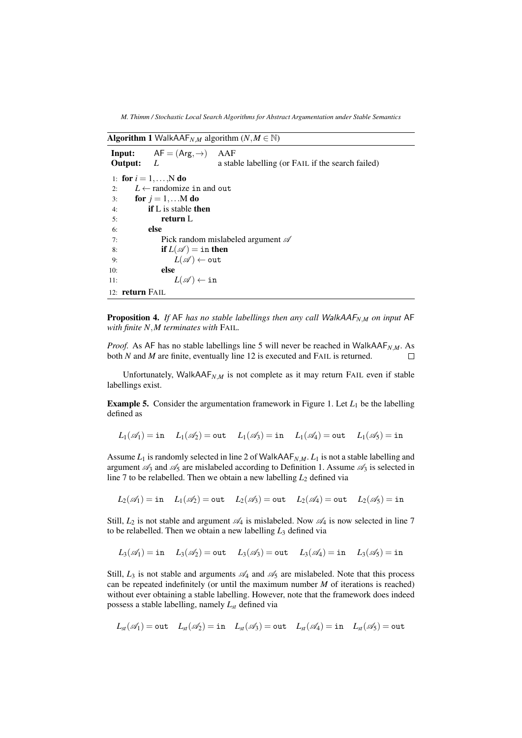**Algorithm 1** $\mathsf{WalkAAF}_{N,M}$ algorithm ($N,M \in \mathbb{N}$)

**Input:** $\mathsf{AF} = (\mathsf{Arg}, \rightarrow)$ AAF
**Output:** $L$ a stable labelling (or FAIL if the search failed)

```
1:  for i = 1,...,N do
2:      L ← randomize in and out
3:      for j = 1,...M do
4:          if L is stable then
5:              return L
6:          else
7:              Pick random mislabeled argument 𝒜
8:              if L(𝒜) = in then
9:                  L(𝒜) ← out
10:             else
11:                 L(𝒜) ← in
12: return FAIL
```

**Proposition 4.** *If* $\mathsf{AF}$ *has no stable labellings then any call* $\mathit{WalkAAF}_{N,M}$ *on input* $\mathsf{AF}$ *with finite* $N,M$ *terminates with* FAIL.

*Proof.* As $\mathsf{AF}$ has no stable labellings line 5 will never be reached in $\mathsf{WalkAAF}_{N,M}$. As both $N$ and $M$ are finite, eventually line 12 is executed and FAIL is returned. □

Unfortunately, $\mathsf{WalkAAF}_{N,M}$ is not complete as it may return FAIL even if stable labellings exist.

**Example 5.** Consider the argumentation framework in Figure 1. Let $L_1$ be the labelling defined as

$$L_1(\mathscr{A}_1) = \texttt{in} \quad L_1(\mathscr{A}_2) = \texttt{out} \quad L_1(\mathscr{A}_3) = \texttt{in} \quad L_1(\mathscr{A}_4) = \texttt{out} \quad L_1(\mathscr{A}_5) = \texttt{in}$$

Assume $L_1$ is randomly selected in line 2 of $\mathsf{WalkAAF}_{N,M}$. $L_1$ is not a stable labelling and argument $\mathscr{A}_3$ and $\mathscr{A}_5$ are mislabeled according to Definition 1. Assume $\mathscr{A}_3$ is selected in line 7 to be relabelled. Then we obtain a new labelling $L_2$ defined via

$$L_2(\mathscr{A}_1) = \texttt{in} \quad L_1(\mathscr{A}_2) = \texttt{out} \quad L_2(\mathscr{A}_3) = \texttt{out} \quad L_2(\mathscr{A}_4) = \texttt{out} \quad L_2(\mathscr{A}_5) = \texttt{in}$$

Still, $L_2$ is not stable and argument $\mathscr{A}_4$ is mislabeled. Now $\mathscr{A}_4$ is now selected in line 7 to be relabelled. Then we obtain a new labelling $L_3$ defined via

$$L_3(\mathscr{A}_1) = \texttt{in} \quad L_3(\mathscr{A}_2) = \texttt{out} \quad L_3(\mathscr{A}_3) = \texttt{out} \quad L_3(\mathscr{A}_4) = \texttt{in} \quad L_3(\mathscr{A}_5) = \texttt{in}$$

Still, $L_3$ is not stable and arguments $\mathscr{A}_4$ and $\mathscr{A}_5$ are mislabeled. Note that this process can be repeated indefinitely (or until the maximum number $M$ of iterations is reached) without ever obtaining a stable labelling. However, note that the framework does indeed possess a stable labelling, namely $L_{st}$ defined via

$$L_{st}(\mathscr{A}_1) = \texttt{out} \quad L_{st}(\mathscr{A}_2) = \texttt{in} \quad L_{st}(\mathscr{A}_3) = \texttt{out} \quad L_{st}(\mathscr{A}_4) = \texttt{in} \quad L_{st}(\mathscr{A}_5) = \texttt{out}$$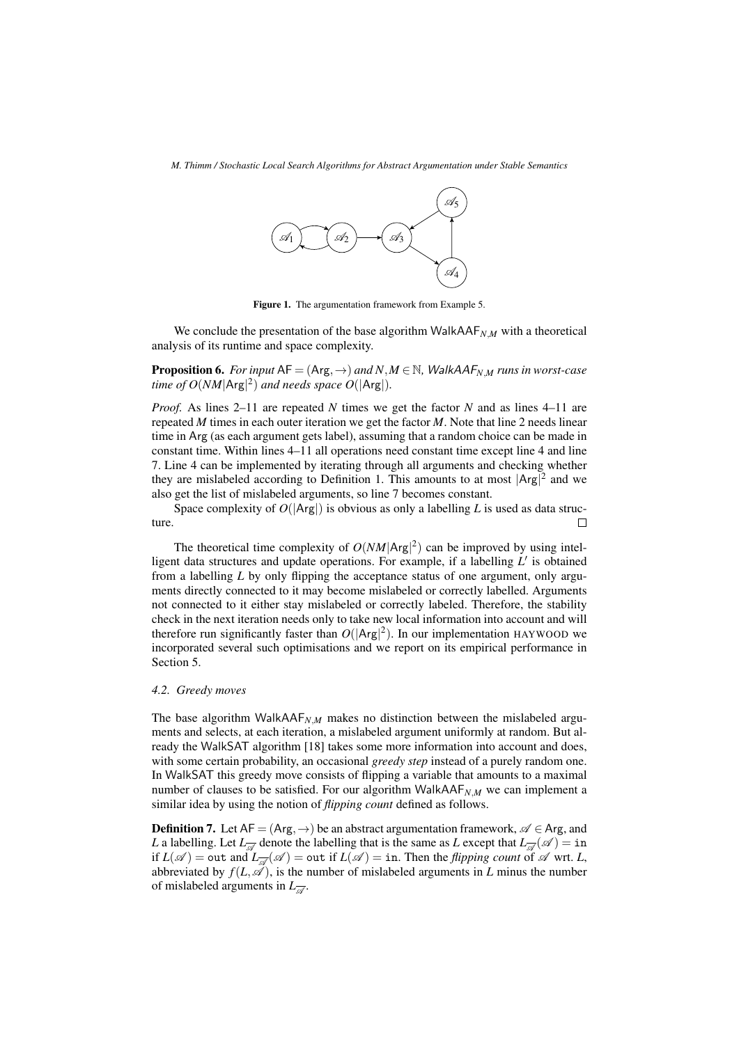Figure 1. The argumentation framework from Example 5.

We conclude the presentation of the base algorithm $\mathsf{WalkAAF}_{N,M}$ with a theoretical analysis of its runtime and space complexity.

**Proposition 6.** *For input* $\mathsf{AF} = (\mathsf{Arg}, \rightarrow)$ *and* $N, M \in \mathbb{N}$*,* $\mathsf{WalkAAF}_{N,M}$ *runs in worst-case time of* $O(NM|\mathsf{Arg}|^2)$ *and needs space* $O(|\mathsf{Arg}|)$*.*

*Proof.* As lines 2–11 are repeated $N$ times we get the factor $N$ and as lines 4–11 are repeated $M$ times in each outer iteration we get the factor $M$. Note that line 2 needs linear time in $\mathsf{Arg}$ (as each argument gets label), assuming that a random choice can be made in constant time. Within lines 4–11 all operations need constant time except line 4 and line 7. Line 4 can be implemented by iterating through all arguments and checking whether they are mislabeled according to Definition 1. This amounts to at most $|\mathsf{Arg}|^2$ and we also get the list of mislabeled arguments, so line 7 becomes constant.

Space complexity of $O(|\mathsf{Arg}|)$ is obvious as only a labelling $L$ is used as data structure. $\square$

The theoretical time complexity of $O(NM|\mathsf{Arg}|^2)$ can be improved by using intelligent data structures and update operations. For example, if a labelling $L'$ is obtained from a labelling $L$ by only flipping the acceptance status of one argument, only arguments directly connected to it may become mislabeled or correctly labelled. Arguments not connected to it either stay mislabeled or correctly labeled. Therefore, the stability check in the next iteration needs only to take new local information into account and will therefore run significantly faster than $O(|\mathsf{Arg}|^2)$. In our implementation HAYWOOD we incorporated several such optimisations and we report on its empirical performance in Section 5.

### 4.2. Greedy moves

The base algorithm $\mathsf{WalkAAF}_{N,M}$ makes no distinction between the mislabeled arguments and selects, at each iteration, a mislabeled argument uniformly at random. But already the WalkSAT algorithm [18] takes some more information into account and does, with some certain probability, an occasional *greedy step* instead of a purely random one. In WalkSAT this greedy move consists of flipping a variable that amounts to a maximal number of clauses to be satisfied. For our algorithm $\mathsf{WalkAAF}_{N,M}$ we can implement a similar idea by using the notion of *flipping count* defined as follows.

**Definition 7.** Let $\mathsf{AF} = (\mathsf{Arg}, \rightarrow)$ be an abstract argumentation framework, $\mathscr{A} \in \mathsf{Arg}$, and $L$ a labelling. Let $L_{\overline{\mathscr{A}}}$ denote the labelling that is the same as $L$ except that $L_{\overline{\mathscr{A}}}(\mathscr{A}) = \mathtt{in}$ if $L(\mathscr{A}) = \mathtt{out}$ and $L_{\overline{\mathscr{A}}}(\mathscr{A}) = \mathtt{out}$ if $L(\mathscr{A}) = \mathtt{in}$. Then the *flipping count* of $\mathscr{A}$ wrt. $L$, abbreviated by $f(L, \mathscr{A})$, is the number of mislabeled arguments in $L$ minus the number of mislabeled arguments in $L_{\overline{\mathscr{A}}}$.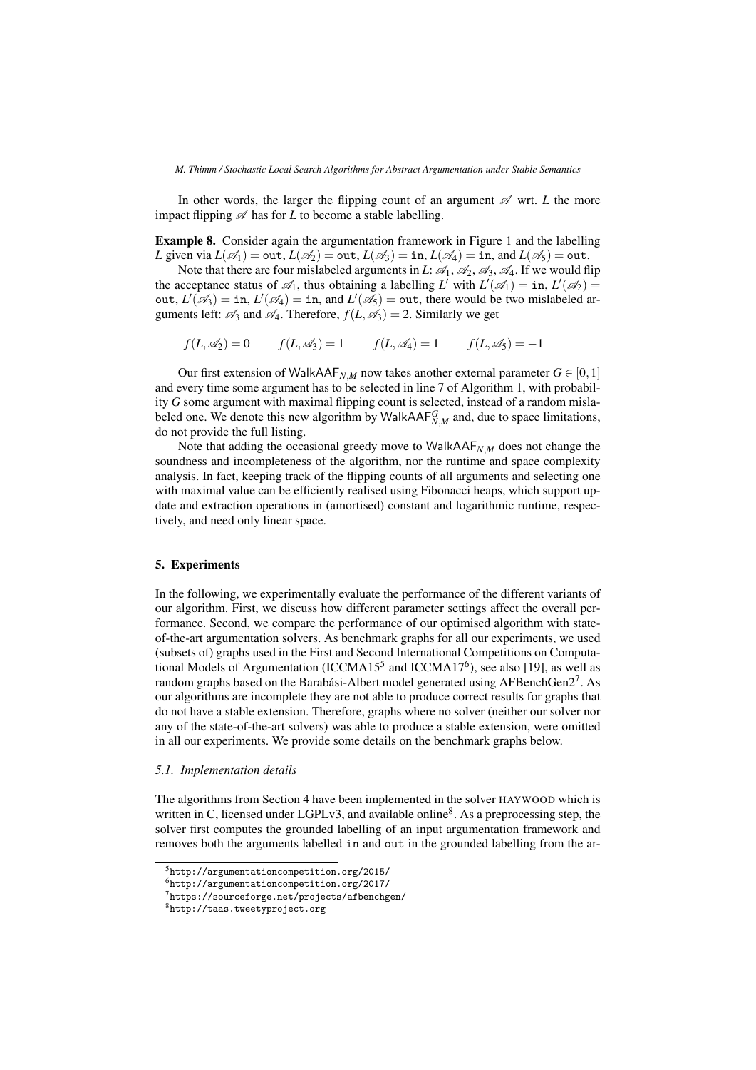In other words, the larger the flipping count of an argument $\mathscr{A}$ wrt. $L$ the more impact flipping $\mathscr{A}$ has for $L$ to become a stable labelling.

**Example 8.** Consider again the argumentation framework in Figure 1 and the labelling $L$ given via $L(\mathscr{A}_1) = \texttt{out}$, $L(\mathscr{A}_2) = \texttt{out}$, $L(\mathscr{A}_3) = \texttt{in}$, $L(\mathscr{A}_4) = \texttt{in}$, and $L(\mathscr{A}_5) = \texttt{out}$.

Note that there are four mislabeled arguments in $L$: $\mathscr{A}_1$, $\mathscr{A}_2$, $\mathscr{A}_3$, $\mathscr{A}_4$. If we would flip the acceptance status of $\mathscr{A}_1$, thus obtaining a labelling $L'$ with $L'(\mathscr{A}_1) = \texttt{in}$, $L'(\mathscr{A}_2) = \texttt{out}$, $L'(\mathscr{A}_3) = \texttt{in}$, $L'(\mathscr{A}_4) = \texttt{in}$, and $L'(\mathscr{A}_5) = \texttt{out}$, there would be two mislabeled arguments left: $\mathscr{A}_3$ and $\mathscr{A}_4$. Therefore, $f(L, \mathscr{A}_3) = 2$. Similarly we get

$$f(L, \mathscr{A}_2) = 0 \qquad f(L, \mathscr{A}_3) = 1 \qquad f(L, \mathscr{A}_4) = 1 \qquad f(L, \mathscr{A}_5) = -1$$

Our first extension of $\mathsf{WalkAAF}_{N,M}$ now takes another external parameter $G \in [0, 1]$ and every time some argument has to be selected in line 7 of Algorithm 1, with probability $G$ some argument with maximal flipping count is selected, instead of a random mislabeled one. We denote this new algorithm by $\mathsf{WalkAAF}^G_{N,M}$ and, due to space limitations, do not provide the full listing.

Note that adding the occasional greedy move to $\mathsf{WalkAAF}_{N,M}$ does not change the soundness and incompleteness of the algorithm, nor the runtime and space complexity analysis. In fact, keeping track of the flipping counts of all arguments and selecting one with maximal value can be efficiently realised using Fibonacci heaps, which support update and extraction operations in (amortised) constant and logarithmic runtime, respectively, and need only linear space.

## 5. Experiments

In the following, we experimentally evaluate the performance of the different variants of our algorithm. First, we discuss how different parameter settings affect the overall performance. Second, we compare the performance of our optimised algorithm with state-of-the-art argumentation solvers. As benchmark graphs for all our experiments, we used (subsets of) graphs used in the First and Second International Competitions on Computational Models of Argumentation (ICCMA15[5] and ICCMA17[6]), see also [19], as well as random graphs based on the Barabási-Albert model generated using AFBenchGen2[7]. As our algorithms are incomplete they are not able to produce correct results for graphs that do not have a stable extension. Therefore, graphs where no solver (neither our solver nor any of the state-of-the-art solvers) was able to produce a stable extension, were omitted in all our experiments. We provide some details on the benchmark graphs below.

### 5.1. Implementation details

The algorithms from Section 4 have been implemented in the solver HAYWOOD which is written in C, licensed under LGPLv3, and available online[8]. As a preprocessing step, the solver first computes the grounded labelling of an input argumentation framework and removes both the arguments labelled in and out in the grounded labelling from the ar-

[5] http://argumentationcompetition.org/2015/

[6] http://argumentationcompetition.org/2017/

[7] https://sourceforge.net/projects/afbenchgen/

[8] http://taas.tweetyproject.org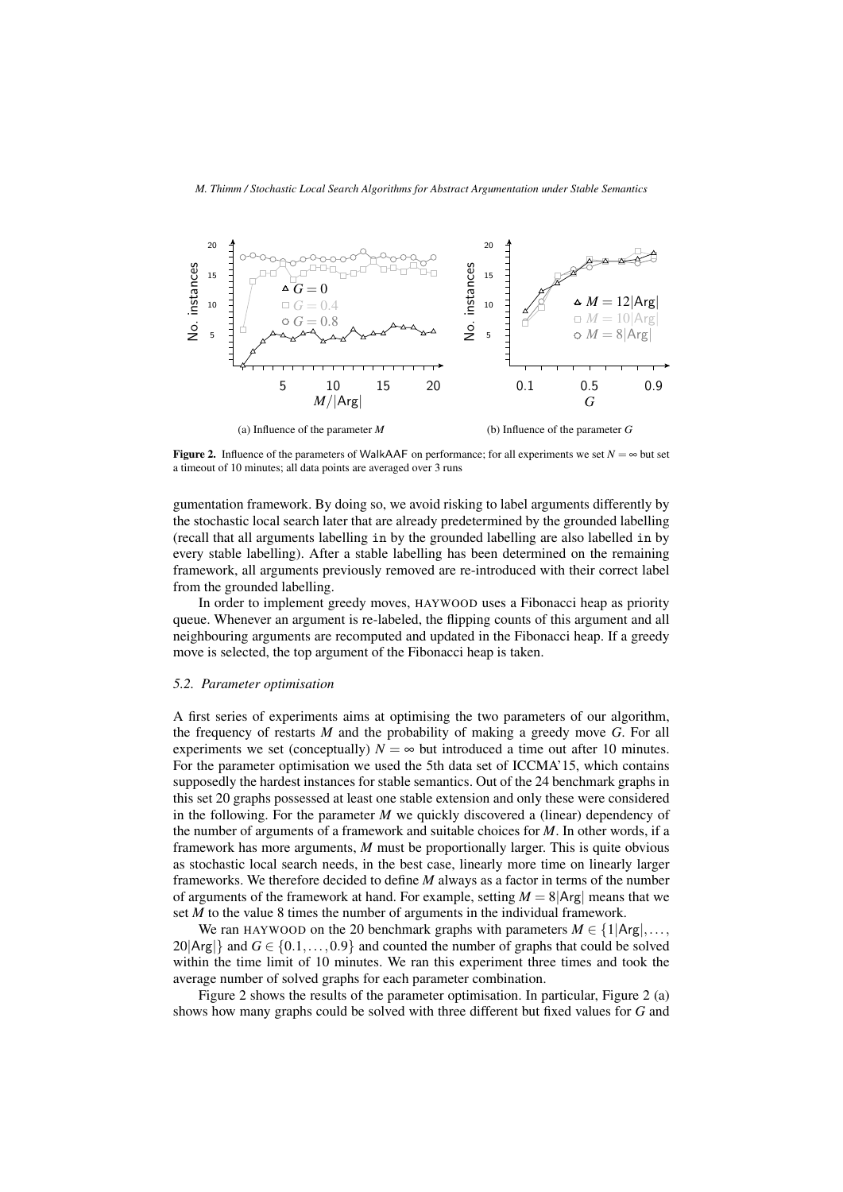(a) Influence of the parameter $M$

(b) Influence of the parameter $G$

**Figure 2.** Influence of the parameters of WalkAAF on performance; for all experiments we set $N = \infty$ but set a timeout of 10 minutes; all data points are averaged over 3 runs

gumentation framework. By doing so, we avoid risking to label arguments differently by the stochastic local search later that are already predetermined by the grounded labelling (recall that all arguments labelling in by the grounded labelling are also labelled in by every stable labelling). After a stable labelling has been determined on the remaining framework, all arguments previously removed are re-introduced with their correct label from the grounded labelling.

In order to implement greedy moves, HAYWOOD uses a Fibonacci heap as priority queue. Whenever an argument is re-labeled, the flipping counts of this argument and all neighbouring arguments are recomputed and updated in the Fibonacci heap. If a greedy move is selected, the top argument of the Fibonacci heap is taken.

### 5.2. Parameter optimisation

A first series of experiments aims at optimising the two parameters of our algorithm, the frequency of restarts $M$ and the probability of making a greedy move $G$. For all experiments we set (conceptually) $N = \infty$ but introduced a time out after 10 minutes. For the parameter optimisation we used the 5th data set of ICCMA'15, which contains supposedly the hardest instances for stable semantics. Out of the 24 benchmark graphs in this set 20 graphs possessed at least one stable extension and only these were considered in the following. For the parameter $M$ we quickly discovered a (linear) dependency of the number of arguments of a framework and suitable choices for $M$. In other words, if a framework has more arguments, $M$ must be proportionally larger. This is quite obvious as stochastic local search needs, in the best case, linearly more time on linearly larger frameworks. We therefore decided to define $M$ always as a factor in terms of the number of arguments of the framework at hand. For example, setting $M = 8|\mathsf{Arg}|$ means that we set $M$ to the value 8 times the number of arguments in the individual framework.

We ran HAYWOOD on the 20 benchmark graphs with parameters $M \in \{1|\mathsf{Arg}|, \ldots, 20|\mathsf{Arg}|\}$ and $G \in \{0.1, \ldots, 0.9\}$ and counted the number of graphs that could be solved within the time limit of 10 minutes. We ran this experiment three times and took the average number of solved graphs for each parameter combination.

Figure 2 shows the results of the parameter optimisation. In particular, Figure 2 (a) shows how many graphs could be solved with three different but fixed values for $G$ and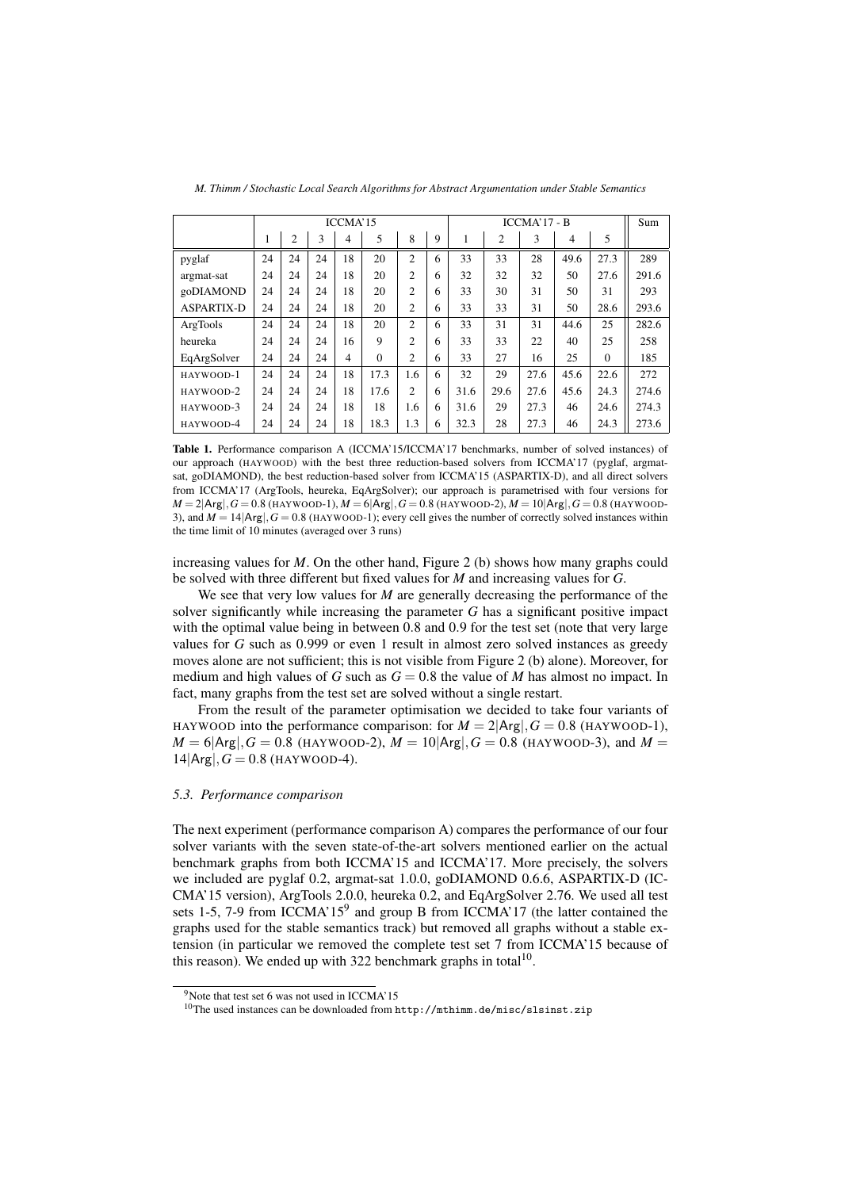|  | ICCMA'15 |  |  |  |  |  |  | ICCMA'17 - B |  |  |  |  | Sum |
|---|---|---|---|---|---|---|---|---|---|---|---|---|---|
|  | 1 | 2 | 3 | 4 | 5 | 8 | 9 | 1 | 2 | 3 | 4 | 5 |  |
| pyglaf | 24 | 24 | 24 | 18 | 20 | 2 | 6 | 33 | 33 | 28 | 49.6 | 27.3 | 289 |
| argmat-sat | 24 | 24 | 24 | 18 | 20 | 2 | 6 | 32 | 32 | 32 | 50 | 27.6 | 291.6 |
| goDIAMOND | 24 | 24 | 24 | 18 | 20 | 2 | 6 | 33 | 30 | 31 | 50 | 31 | 293 |
| ASPARTIX-D | 24 | 24 | 24 | 18 | 20 | 2 | 6 | 33 | 33 | 31 | 50 | 28.6 | 293.6 |
| ArgTools | 24 | 24 | 24 | 18 | 20 | 2 | 6 | 33 | 31 | 31 | 44.6 | 25 | 282.6 |
| heureka | 24 | 24 | 24 | 16 | 9 | 2 | 6 | 33 | 33 | 22 | 40 | 25 | 258 |
| EqArgSolver | 24 | 24 | 24 | 4 | 0 | 2 | 6 | 33 | 27 | 16 | 25 | 0 | 185 |
| HAYWOOD-1 | 24 | 24 | 24 | 18 | 17.3 | 1.6 | 6 | 32 | 29 | 27.6 | 45.6 | 22.6 | 272 |
| HAYWOOD-2 | 24 | 24 | 24 | 18 | 17.6 | 2 | 6 | 31.6 | 29.6 | 27.6 | 45.6 | 24.3 | 274.6 |
| HAYWOOD-3 | 24 | 24 | 24 | 18 | 18 | 1.6 | 6 | 31.6 | 29 | 27.3 | 46 | 24.6 | 274.3 |
| HAYWOOD-4 | 24 | 24 | 24 | 18 | 18.3 | 1.3 | 6 | 32.3 | 28 | 27.3 | 46 | 24.3 | 273.6 |

**Table 1.** Performance comparison A (ICCMA'15/ICCMA'17 benchmarks, number of solved instances) of our approach (HAYWOOD) with the best three reduction-based solvers from ICCMA'17 (pyglaf, argmat-sat, goDIAMOND), the best reduction-based solver from ICCMA'15 (ASPARTIX-D), and all direct solvers from ICCMA'17 (ArgTools, heureka, EqArgSolver); our approach is parametrised with four versions for $M = 2|\mathsf{Arg}|, G = 0.8$ (HAYWOOD-1), $M = 6|\mathsf{Arg}|, G = 0.8$ (HAYWOOD-2), $M = 10|\mathsf{Arg}|, G = 0.8$ (HAYWOOD-3), and $M = 14|\mathsf{Arg}|, G = 0.8$ (HAYWOOD-1); every cell gives the number of correctly solved instances within the time limit of 10 minutes (averaged over 3 runs)

increasing values for $M$. On the other hand, Figure 2 (b) shows how many graphs could be solved with three different but fixed values for $M$ and increasing values for $G$.

We see that very low values for $M$ are generally decreasing the performance of the solver significantly while increasing the parameter $G$ has a significant positive impact with the optimal value being in between 0.8 and 0.9 for the test set (note that very large values for $G$ such as 0.999 or even 1 result in almost zero solved instances as greedy moves alone are not sufficient; this is not visible from Figure 2 (b) alone). Moreover, for medium and high values of $G$ such as $G = 0.8$ the value of $M$ has almost no impact. In fact, many graphs from the test set are solved without a single restart.

From the result of the parameter optimisation we decided to take four variants of HAYWOOD into the performance comparison: for $M = 2|\mathsf{Arg}|, G = 0.8$ (HAYWOOD-1), $M = 6|\mathsf{Arg}|, G = 0.8$ (HAYWOOD-2), $M = 10|\mathsf{Arg}|, G = 0.8$ (HAYWOOD-3), and $M = 14|\mathsf{Arg}|, G = 0.8$ (HAYWOOD-4).

### 5.3. Performance comparison

The next experiment (performance comparison A) compares the performance of our four solver variants with the seven state-of-the-art solvers mentioned earlier on the actual benchmark graphs from both ICCMA'15 and ICCMA'17. More precisely, the solvers we included are pyglaf 0.2, argmat-sat 1.0.0, goDIAMOND 0.6.6, ASPARTIX-D (ICCMA'15 version), ArgTools 2.0.0, heureka 0.2, and EqArgSolver 2.76. We used all test sets 1-5, 7-9 from ICCMA'15[9] and group B from ICCMA'17 (the latter contained the graphs used for the stable semantics track) but removed all graphs without a stable extension (in particular we removed the complete test set 7 from ICCMA'15 because of this reason). We ended up with 322 benchmark graphs in total[10].

[9] Note that test set 6 was not used in ICCMA'15

[10] The used instances can be downloaded from `http://mthimm.de/misc/slsinst.zip`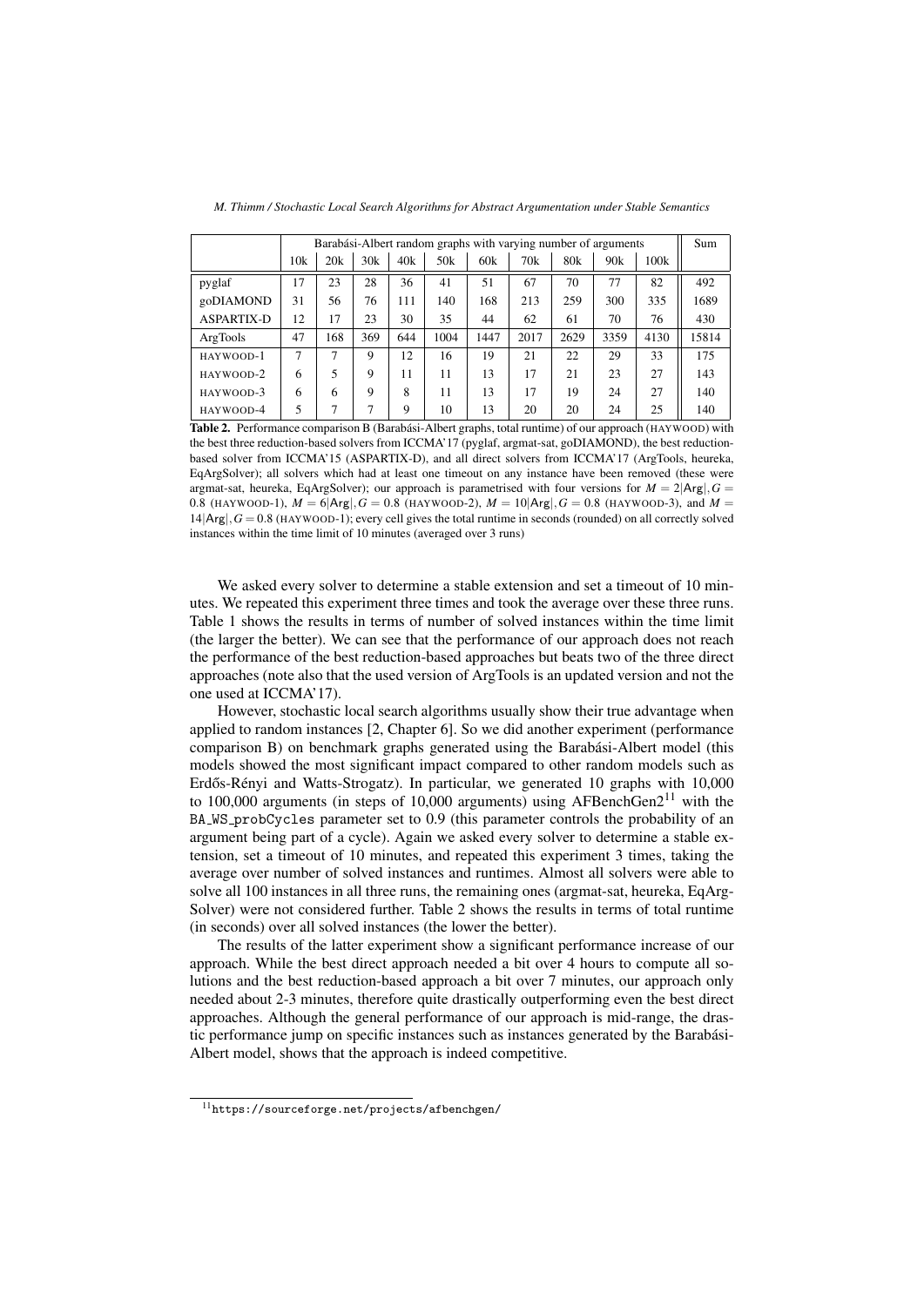| | Barabási-Albert random graphs with varying number of arguments | | | | | | | | | | Sum |
|---|---|---|---|---|---|---|---|---|---|---|---|
| | 10k | 20k | 30k | 40k | 50k | 60k | 70k | 80k | 90k | 100k | |
| pyglaf | 17 | 23 | 28 | 36 | 41 | 51 | 67 | 70 | 77 | 82 | 492 |
| goDIAMOND | 31 | 56 | 76 | 111 | 140 | 168 | 213 | 259 | 300 | 335 | 1689 |
| ASPARTIX-D | 12 | 17 | 23 | 30 | 35 | 44 | 62 | 61 | 70 | 76 | 430 |
| ArgTools | 47 | 168 | 369 | 644 | 1004 | 1447 | 2017 | 2629 | 3359 | 4130 | 15814 |
| HAYWOOD-1 | 7 | 7 | 9 | 12 | 16 | 19 | 21 | 22 | 29 | 33 | 175 |
| HAYWOOD-2 | 6 | 5 | 9 | 11 | 11 | 13 | 17 | 21 | 23 | 27 | 143 |
| HAYWOOD-3 | 6 | 6 | 9 | 8 | 11 | 13 | 17 | 19 | 24 | 27 | 140 |
| HAYWOOD-4 | 5 | 7 | 7 | 9 | 10 | 13 | 20 | 20 | 24 | 25 | 140 |

**Table 2.** Performance comparison B (Barabási-Albert graphs, total runtime) of our approach (HAYWOOD) with the best three reduction-based solvers from ICCMA'17 (pyglaf, argmat-sat, goDIAMOND), the best reduction-based solver from ICCMA'15 (ASPARTIX-D), and all direct solvers from ICCMA'17 (ArgTools, heureka, EqArgSolver); all solvers which had at least one timeout on any instance have been removed (these were argmat-sat, heureka, EqArgSolver); our approach is parametrised with four versions for $M = 2|\mathsf{Arg}|, G = 0.8$ (HAYWOOD-1), $M = 6|\mathsf{Arg}|, G = 0.8$ (HAYWOOD-2), $M = 10|\mathsf{Arg}|, G = 0.8$ (HAYWOOD-3), and $M = 14|\mathsf{Arg}|, G = 0.8$ (HAYWOOD-1); every cell gives the total runtime in seconds (rounded) on all correctly solved instances within the time limit of 10 minutes (averaged over 3 runs)

We asked every solver to determine a stable extension and set a timeout of 10 minutes. We repeated this experiment three times and took the average over these three runs. Table 1 shows the results in terms of number of solved instances within the time limit (the larger the better). We can see that the performance of our approach does not reach the performance of the best reduction-based approaches but beats two of the three direct approaches (note also that the used version of ArgTools is an updated version and not the one used at ICCMA'17).

However, stochastic local search algorithms usually show their true advantage when applied to random instances [2, Chapter 6]. So we did another experiment (performance comparison B) on benchmark graphs generated using the Barabási-Albert model (this models showed the most significant impact compared to other random models such as Erdős-Rényi and Watts-Strogatz). In particular, we generated 10 graphs with 10,000 to 100,000 arguments (in steps of 10,000 arguments) using AFBenchGen2[11] with the BA_WS_probCycles parameter set to 0.9 (this parameter controls the probability of an argument being part of a cycle). Again we asked every solver to determine a stable extension, set a timeout of 10 minutes, and repeated this experiment 3 times, taking the average over number of solved instances and runtimes. Almost all solvers were able to solve all 100 instances in all three runs, the remaining ones (argmat-sat, heureka, EqArgSolver) were not considered further. Table 2 shows the results in terms of total runtime (in seconds) over all solved instances (the lower the better).

The results of the latter experiment show a significant performance increase of our approach. While the best direct approach needed a bit over 4 hours to compute all solutions and the best reduction-based approach a bit over 7 minutes, our approach only needed about 2-3 minutes, therefore quite drastically outperforming even the best direct approaches. Although the general performance of our approach is mid-range, the drastic performance jump on specific instances such as instances generated by the Barabási-Albert model, shows that the approach is indeed competitive.

[11] https://sourceforge.net/projects/afbenchgen/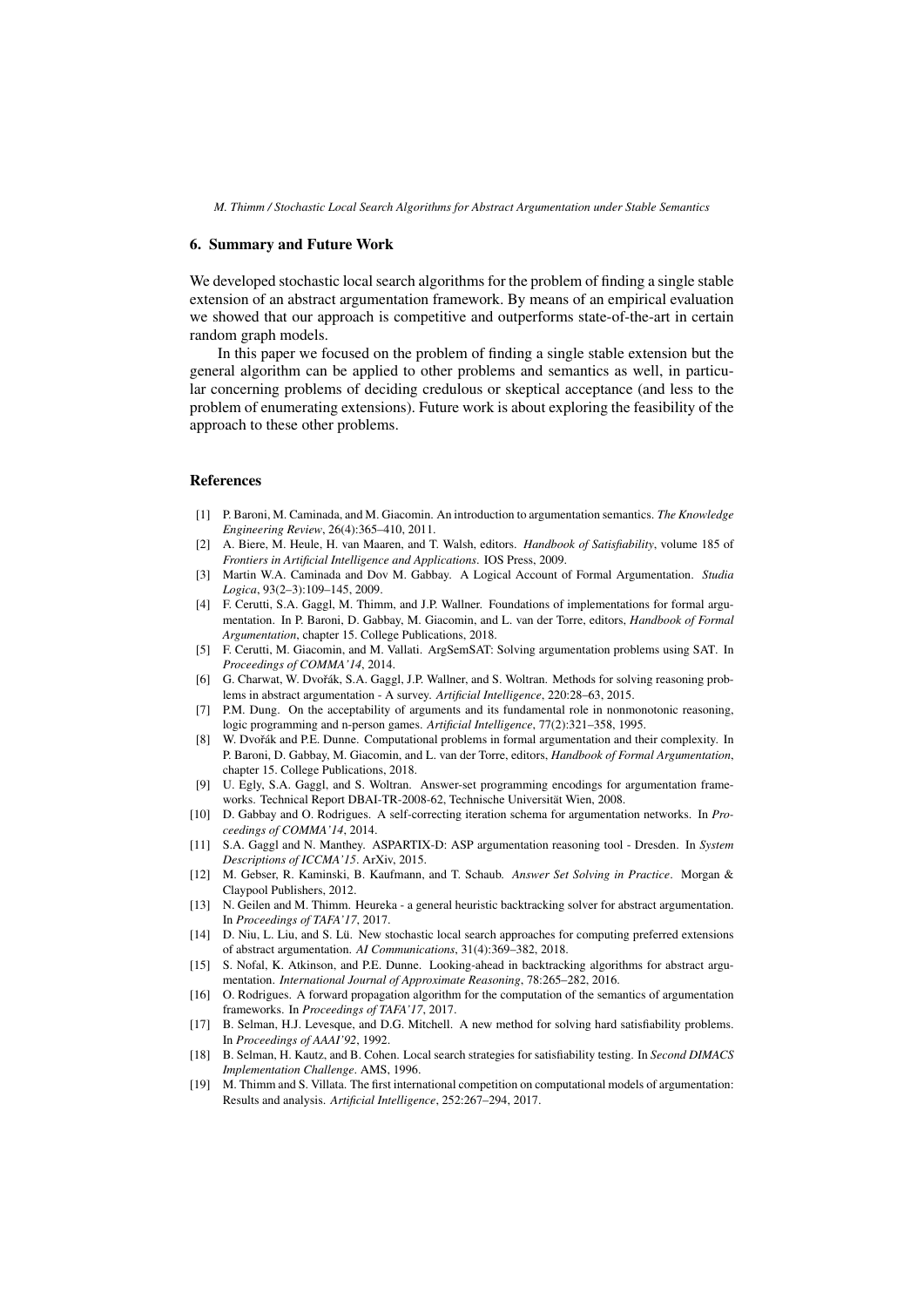## 6. Summary and Future Work

We developed stochastic local search algorithms for the problem of finding a single stable extension of an abstract argumentation framework. By means of an empirical evaluation we showed that our approach is competitive and outperforms state-of-the-art in certain random graph models.

In this paper we focused on the problem of finding a single stable extension but the general algorithm can be applied to other problems and semantics as well, in particular concerning problems of deciding credulous or skeptical acceptance (and less to the problem of enumerating extensions). Future work is about exploring the feasibility of the approach to these other problems.

## References

[1] P. Baroni, M. Caminada, and M. Giacomin. An introduction to argumentation semantics. *The Knowledge Engineering Review*, 26(4):365–410, 2011.

[2] A. Biere, M. Heule, H. van Maaren, and T. Walsh, editors. *Handbook of Satisfiability*, volume 185 of *Frontiers in Artificial Intelligence and Applications*. IOS Press, 2009.

[3] Martin W.A. Caminada and Dov M. Gabbay. A Logical Account of Formal Argumentation. *Studia Logica*, 93(2–3):109–145, 2009.

[4] F. Cerutti, S.A. Gaggl, M. Thimm, and J.P. Wallner. Foundations of implementations for formal argumentation. In P. Baroni, D. Gabbay, M. Giacomin, and L. van der Torre, editors, *Handbook of Formal Argumentation*, chapter 15. College Publications, 2018.

[5] F. Cerutti, M. Giacomin, and M. Vallati. ArgSemSAT: Solving argumentation problems using SAT. In *Proceedings of COMMA'14*, 2014.

[6] G. Charwat, W. Dvořák, S.A. Gaggl, J.P. Wallner, and S. Woltran. Methods for solving reasoning problems in abstract argumentation - A survey. *Artificial Intelligence*, 220:28–63, 2015.

[7] P.M. Dung. On the acceptability of arguments and its fundamental role in nonmonotonic reasoning, logic programming and n-person games. *Artificial Intelligence*, 77(2):321–358, 1995.

[8] W. Dvořák and P.E. Dunne. Computational problems in formal argumentation and their complexity. In P. Baroni, D. Gabbay, M. Giacomin, and L. van der Torre, editors, *Handbook of Formal Argumentation*, chapter 15. College Publications, 2018.

[9] U. Egly, S.A. Gaggl, and S. Woltran. Answer-set programming encodings for argumentation frameworks. Technical Report DBAI-TR-2008-62, Technische Universität Wien, 2008.

[10] D. Gabbay and O. Rodrigues. A self-correcting iteration schema for argumentation networks. In *Proceedings of COMMA'14*, 2014.

[11] S.A. Gaggl and N. Manthey. ASPARTIX-D: ASP argumentation reasoning tool - Dresden. In *System Descriptions of ICCMA'15*. ArXiv, 2015.

[12] M. Gebser, R. Kaminski, B. Kaufmann, and T. Schaub. *Answer Set Solving in Practice*. Morgan & Claypool Publishers, 2012.

[13] N. Geilen and M. Thimm. Heureka - a general heuristic backtracking solver for abstract argumentation. In *Proceedings of TAFA'17*, 2017.

[14] D. Niu, L. Liu, and S. Lü. New stochastic local search approaches for computing preferred extensions of abstract argumentation. *AI Communications*, 31(4):369–382, 2018.

[15] S. Nofal, K. Atkinson, and P.E. Dunne. Looking-ahead in backtracking algorithms for abstract argumentation. *International Journal of Approximate Reasoning*, 78:265–282, 2016.

[16] O. Rodrigues. A forward propagation algorithm for the computation of the semantics of argumentation frameworks. In *Proceedings of TAFA'17*, 2017.

[17] B. Selman, H.J. Levesque, and D.G. Mitchell. A new method for solving hard satisfiability problems. In *Proceedings of AAAI'92*, 1992.

[18] B. Selman, H. Kautz, and B. Cohen. Local search strategies for satisfiability testing. In *Second DIMACS Implementation Challenge*. AMS, 1996.

[19] M. Thimm and S. Villata. The first international competition on computational models of argumentation: Results and analysis. *Artificial Intelligence*, 252:267–294, 2017.